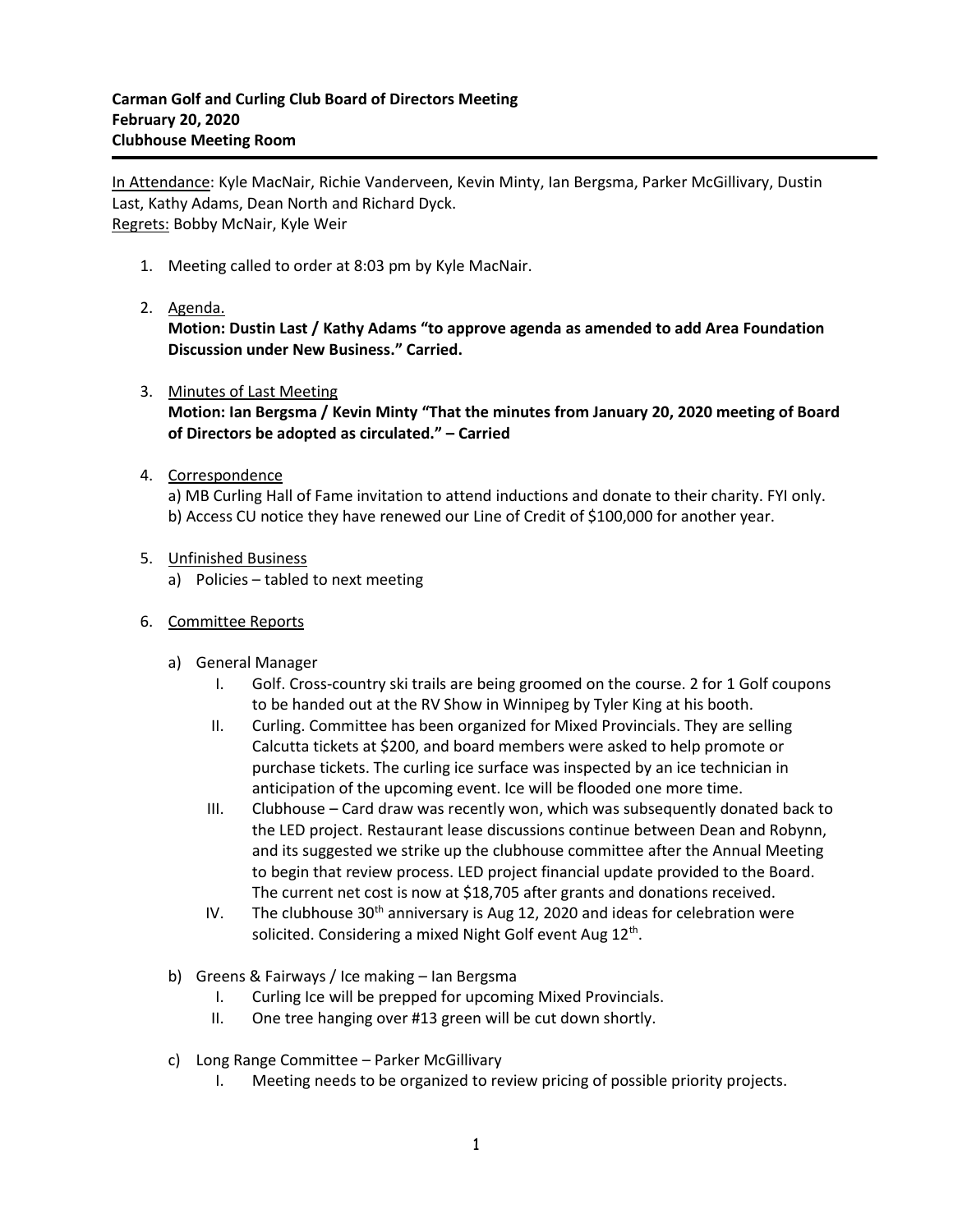**Carman Golf and Curling Club Board of Directors Meeting**
**February 20, 2020**
**Clubhouse Meeting Room**

In Attendance: Kyle MacNair, Richie Vanderveen, Kevin Minty, Ian Bergsma, Parker McGillivary, Dustin Last, Kathy Adams, Dean North and Richard Dyck.
Regrets: Bobby McNair, Kyle Weir

1. Meeting called to order at 8:03 pm by Kyle MacNair.

2. Agenda.
   **Motion: Dustin Last / Kathy Adams "to approve agenda as amended to add Area Foundation Discussion under New Business." Carried.**

3. Minutes of Last Meeting
   **Motion: Ian Bergsma / Kevin Minty "That the minutes from January 20, 2020 meeting of Board of Directors be adopted as circulated." – Carried**

4. Correspondence
   a) MB Curling Hall of Fame invitation to attend inductions and donate to their charity. FYI only.
   b) Access CU notice they have renewed our Line of Credit of $100,000 for another year.

5. Unfinished Business
   a) Policies – tabled to next meeting

6. Committee Reports
   a) General Manager
      I. Golf. Cross-country ski trails are being groomed on the course. 2 for 1 Golf coupons to be handed out at the RV Show in Winnipeg by Tyler King at his booth.
      II. Curling. Committee has been organized for Mixed Provincials. They are selling Calcutta tickets at $200, and board members were asked to help promote or purchase tickets. The curling ice surface was inspected by an ice technician in anticipation of the upcoming event. Ice will be flooded one more time.
      III. Clubhouse – Card draw was recently won, which was subsequently donated back to the LED project. Restaurant lease discussions continue between Dean and Robynn, and its suggested we strike up the clubhouse committee after the Annual Meeting to begin that review process. LED project financial update provided to the Board. The current net cost is now at $18,705 after grants and donations received.
      IV. The clubhouse 30th anniversary is Aug 12, 2020 and ideas for celebration were solicited. Considering a mixed Night Golf event Aug 12th.

   b) Greens & Fairways / Ice making – Ian Bergsma
      I. Curling Ice will be prepped for upcoming Mixed Provincials.
      II. One tree hanging over #13 green will be cut down shortly.

   c) Long Range Committee – Parker McGillivary
      I. Meeting needs to be organized to review pricing of possible priority projects.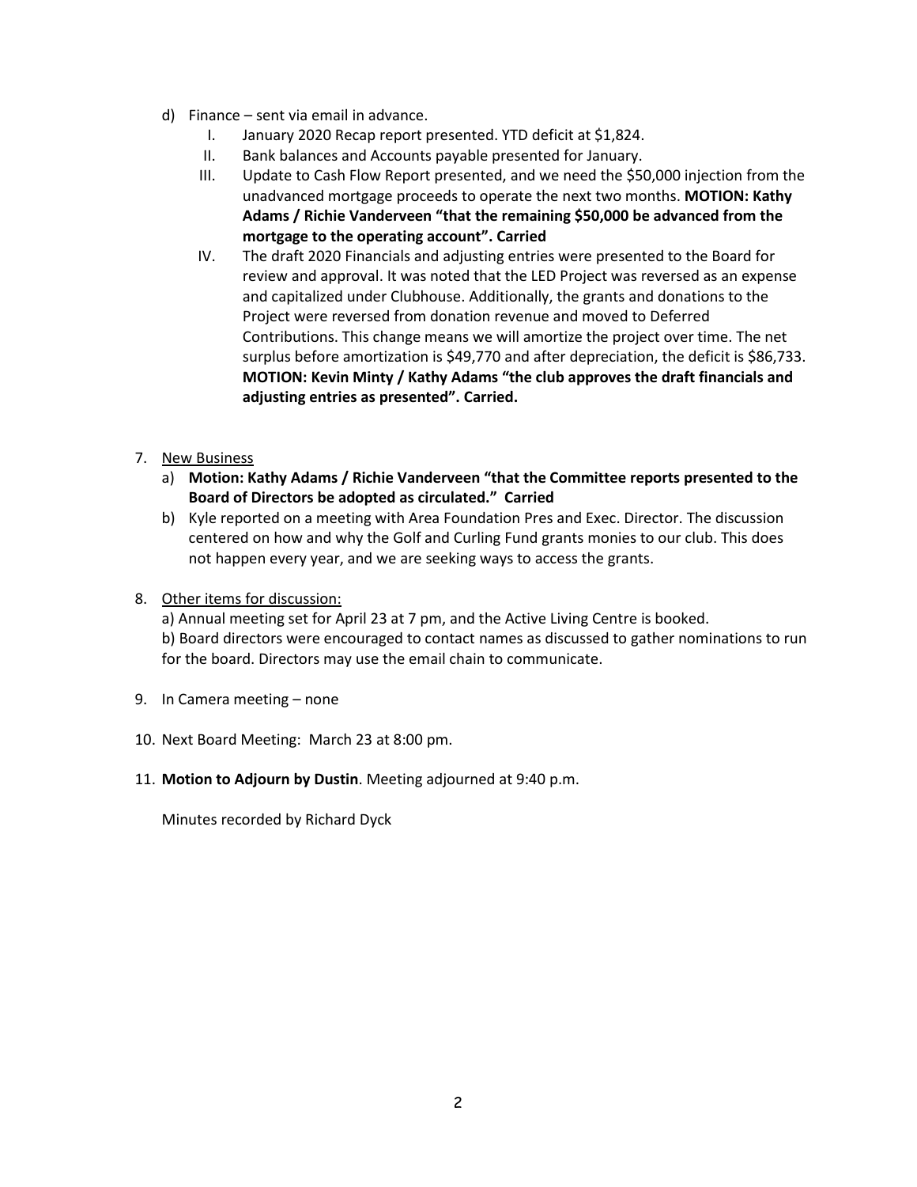d) Finance – sent via email in advance.

   I. January 2020 Recap report presented. YTD deficit at $1,824.

   II. Bank balances and Accounts payable presented for January.

   III. Update to Cash Flow Report presented, and we need the $50,000 injection from the unadvanced mortgage proceeds to operate the next two months. **MOTION: Kathy Adams / Richie Vanderveen "that the remaining $50,000 be advanced from the mortgage to the operating account". Carried**

   IV. The draft 2020 Financials and adjusting entries were presented to the Board for review and approval. It was noted that the LED Project was reversed as an expense and capitalized under Clubhouse. Additionally, the grants and donations to the Project were reversed from donation revenue and moved to Deferred Contributions. This change means we will amortize the project over time. The net surplus before amortization is $49,770 and after depreciation, the deficit is $86,733. **MOTION: Kevin Minty / Kathy Adams "the club approves the draft financials and adjusting entries as presented". Carried.**

7. <u>New Business</u>

   a) **Motion: Kathy Adams / Richie Vanderveen "that the Committee reports presented to the Board of Directors be adopted as circulated." Carried**

   b) Kyle reported on a meeting with Area Foundation Pres and Exec. Director. The discussion centered on how and why the Golf and Curling Fund grants monies to our club. This does not happen every year, and we are seeking ways to access the grants.

8. <u>Other items for discussion:</u>

   a) Annual meeting set for April 23 at 7 pm, and the Active Living Centre is booked.

   b) Board directors were encouraged to contact names as discussed to gather nominations to run for the board. Directors may use the email chain to communicate.

9. In Camera meeting – none

10. Next Board Meeting: March 23 at 8:00 pm.

11. **Motion to Adjourn by Dustin**. Meeting adjourned at 9:40 p.m.

    Minutes recorded by Richard Dyck